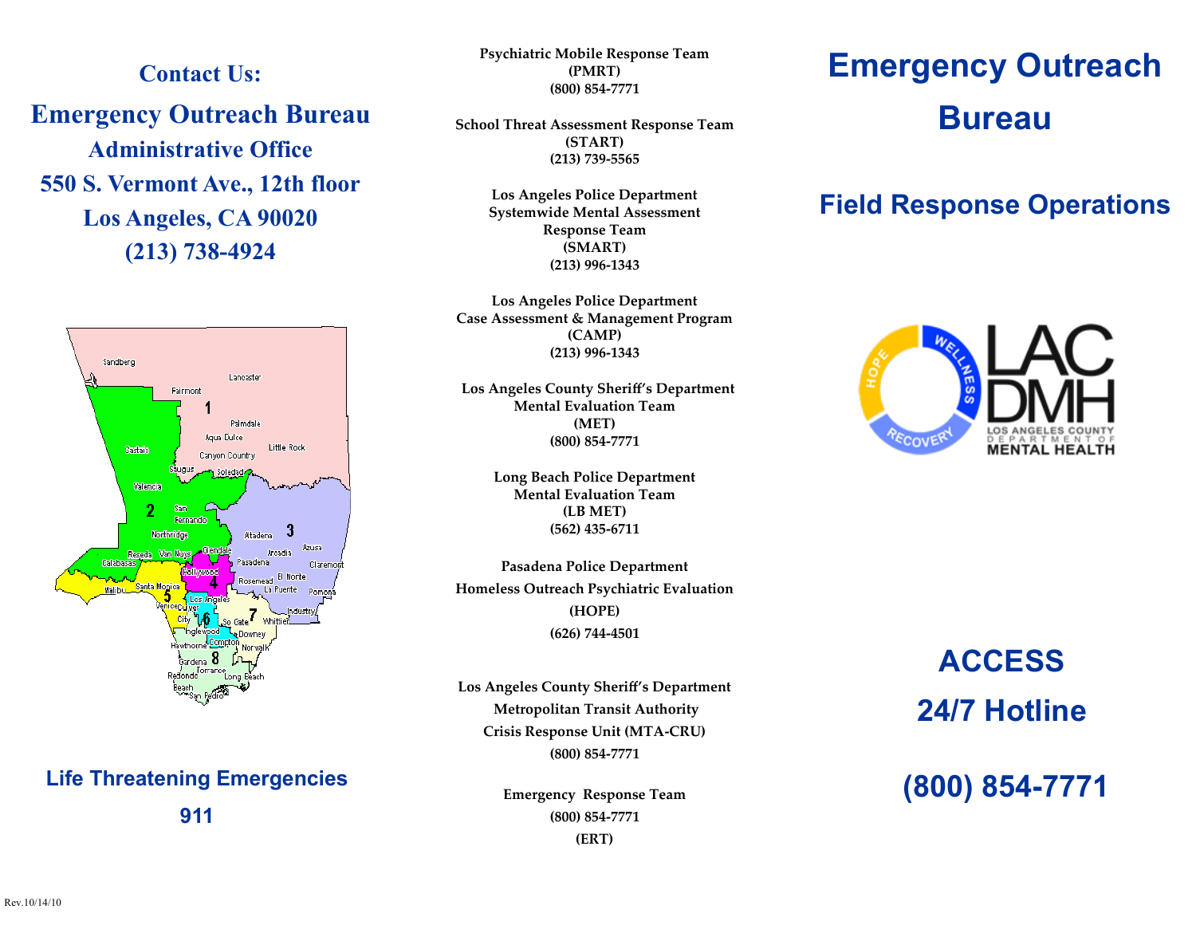## Contact Us:

## Emergency Outreach Bureau

**Administrative Office**
**550 S. Vermont Ave., 12th floor**
**Los Angeles, CA 90020**
**(213) 738-4924**

**Life Threatening Emergencies**

**911**

**Psychiatric Mobile Response Team**
**(PMRT)**
**(800) 854-7771**

**School Threat Assessment Response Team**
**(START)**
**(213) 739-5565**

**Los Angeles Police Department**
**Systemwide Mental Assessment Response Team**
**(SMART)**
**(213) 996-1343**

**Los Angeles Police Department**
**Case Assessment & Management Program**
**(CAMP)**
**(213) 996-1343**

**Los Angeles County Sheriff's Department**
**Mental Evaluation Team**
**(MET)**
**(800) 854-7771**

**Long Beach Police Department**
**Mental Evaluation Team**
**(LB MET)**
**(562) 435-6711**

**Pasadena Police Department**
**Homeless Outreach Psychiatric Evaluation**
**(HOPE)**
**(626) 744-4501**

**Los Angeles County Sheriff's Department**
**Metropolitan Transit Authority**
**Crisis Response Unit (MTA-CRU)**
**(800) 854-7771**

**Emergency Response Team**
**(800) 854-7771**
**(ERT)**

# Emergency Outreach Bureau

## Field Response Operations

LAC DMH
LOS ANGELES COUNTY DEPARTMENT OF MENTAL HEALTH

## ACCESS
## 24/7 Hotline

## (800) 854-7771

Rev.10/14/10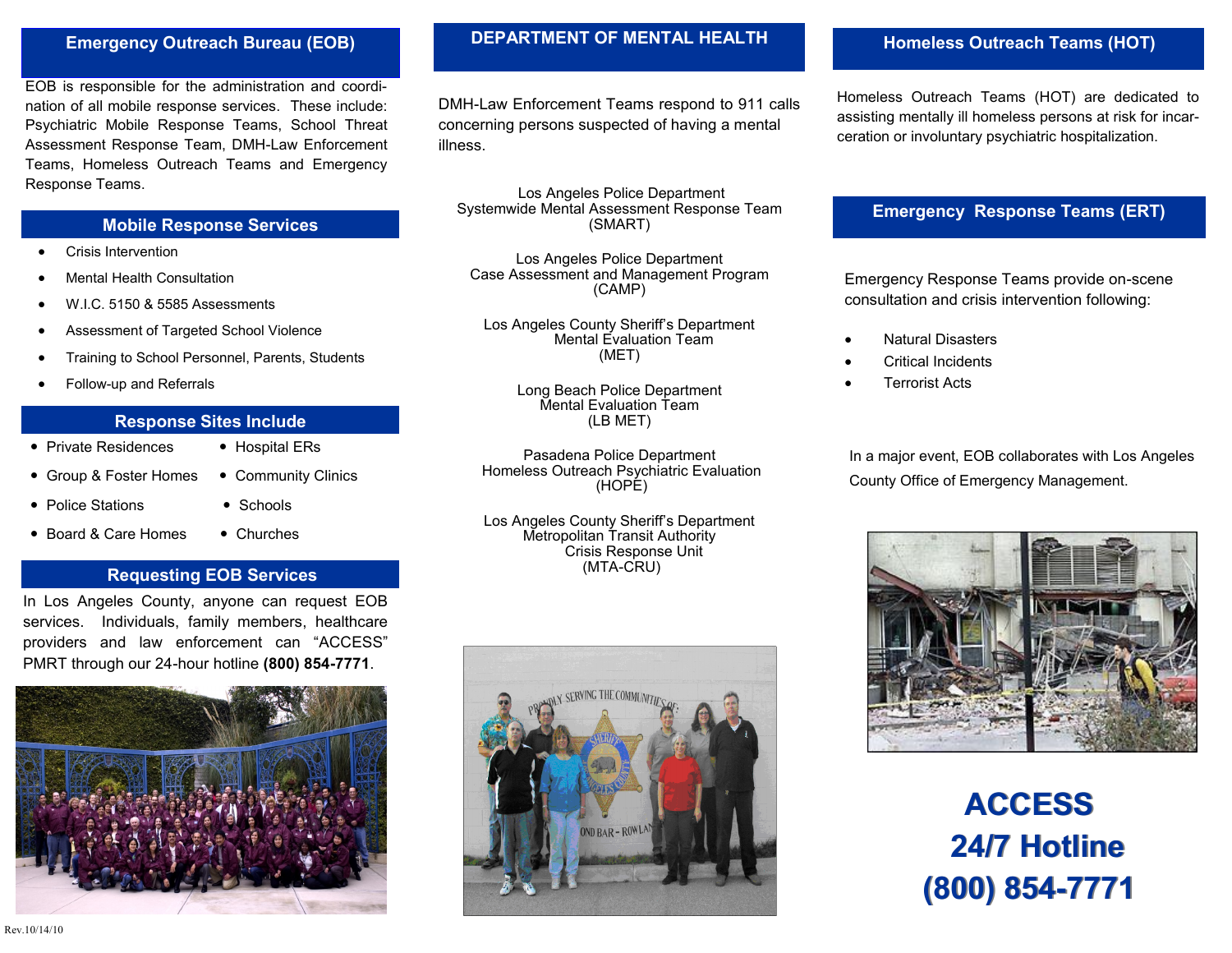## Emergency Outreach Bureau (EOB)

EOB is responsible for the administration and coordination of all mobile response services. These include: Psychiatric Mobile Response Teams, School Threat Assessment Response Team, DMH-Law Enforcement Teams, Homeless Outreach Teams and Emergency Response Teams.

## Mobile Response Services

- Crisis Intervention
- Mental Health Consultation
- W.I.C. 5150 & 5585 Assessments
- Assessment of Targeted School Violence
- Training to School Personnel, Parents, Students
- Follow-up and Referrals

## Response Sites Include

- Private Residences
- Group & Foster Homes
- Police Stations
- Board & Care Homes
- Hospital ERs
- Community Clinics
- Schools
- Churches

## Requesting EOB Services

In Los Angeles County, anyone can request EOB services. Individuals, family members, healthcare providers and law enforcement can "ACCESS" PMRT through our 24-hour hotline **(800) 854-7771**.

Rev.10/14/10

## DEPARTMENT OF MENTAL HEALTH

DMH-Law Enforcement Teams respond to 911 calls concerning persons suspected of having a mental illness.

Los Angeles Police Department
Systemwide Mental Assessment Response Team
(SMART)

Los Angeles Police Department
Case Assessment and Management Program
(CAMP)

Los Angeles County Sheriff's Department
Mental Evaluation Team
(MET)

Long Beach Police Department
Mental Evaluation Team
(LB MET)

Pasadena Police Department
Homeless Outreach Psychiatric Evaluation
(HOPE)

Los Angeles County Sheriff's Department
Metropolitan Transit Authority
Crisis Response Unit
(MTA-CRU)

## Homeless Outreach Teams (HOT)

Homeless Outreach Teams (HOT) are dedicated to assisting mentally ill homeless persons at risk for incarceration or involuntary psychiatric hospitalization.

## Emergency Response Teams (ERT)

Emergency Response Teams provide on-scene consultation and crisis intervention following:

- Natural Disasters
- Critical Incidents
- Terrorist Acts

In a major event, EOB collaborates with Los Angeles County Office of Emergency Management.

**ACCESS**
**24/7 Hotline**
**(800) 854-7771**